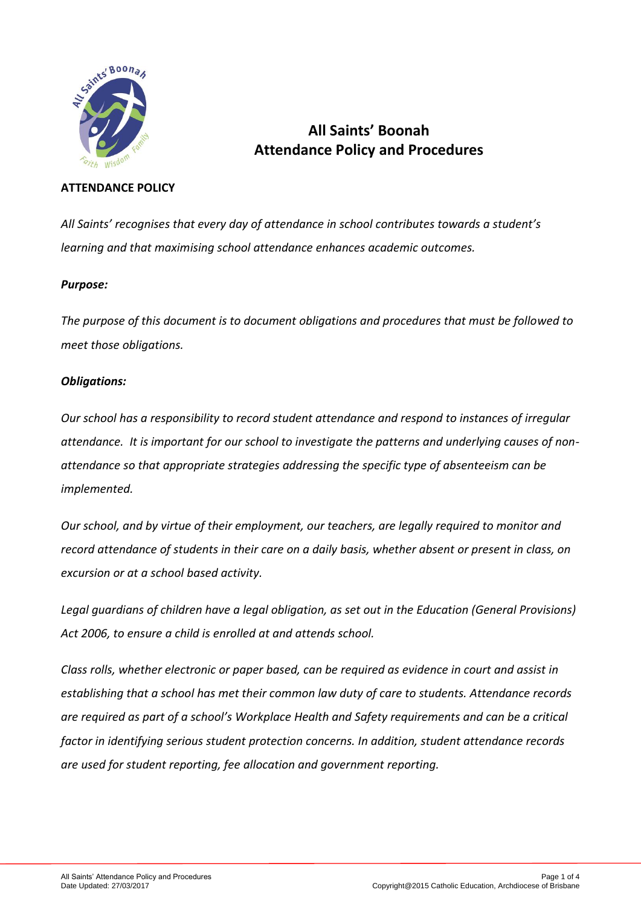# All Saints' Boonah
# Attendance Policy and Procedures

**ATTENDANCE POLICY**

*All Saints' recognises that every day of attendance in school contributes towards a student's learning and that maximising school attendance enhances academic outcomes.*

***Purpose:***

*The purpose of this document is to document obligations and procedures that must be followed to meet those obligations.*

***Obligations:***

*Our school has a responsibility to record student attendance and respond to instances of irregular attendance. It is important for our school to investigate the patterns and underlying causes of non-attendance so that appropriate strategies addressing the specific type of absenteeism can be implemented.*

*Our school, and by virtue of their employment, our teachers, are legally required to monitor and record attendance of students in their care on a daily basis, whether absent or present in class, on excursion or at a school based activity.*

*Legal guardians of children have a legal obligation, as set out in the Education (General Provisions) Act 2006, to ensure a child is enrolled at and attends school.*

*Class rolls, whether electronic or paper based, can be required as evidence in court and assist in establishing that a school has met their common law duty of care to students. Attendance records are required as part of a school's Workplace Health and Safety requirements and can be a critical factor in identifying serious student protection concerns. In addition, student attendance records are used for student reporting, fee allocation and government reporting.*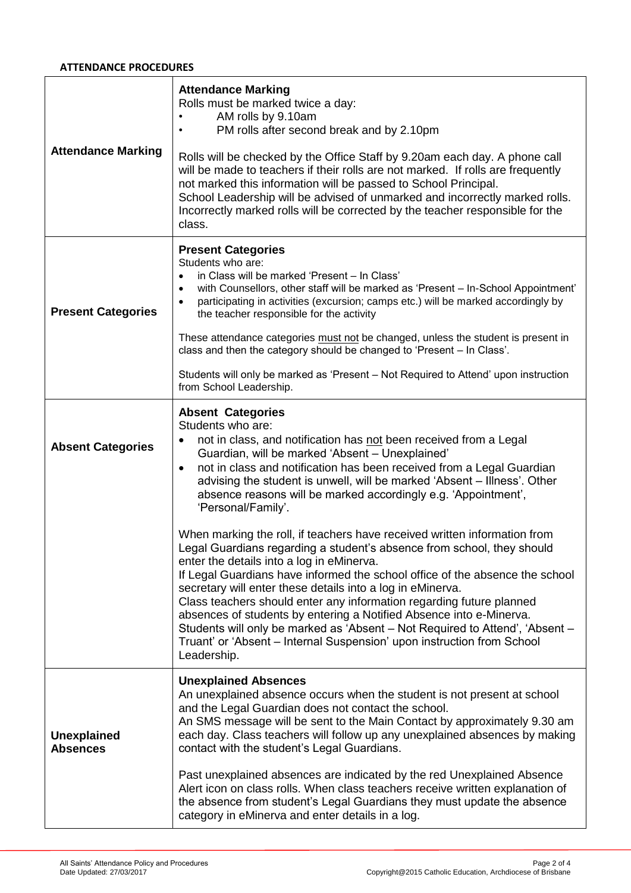**ATTENDANCE PROCEDURES**

| | |
|---|---|
| **Attendance Marking** | **Attendance Marking**<br>Rolls must be marked twice a day:<br>• AM rolls by 9.10am<br>• PM rolls after second break and by 2.10pm<br><br>Rolls will be checked by the Office Staff by 9.20am each day. A phone call will be made to teachers if their rolls are not marked. If rolls are frequently not marked this information will be passed to School Principal.<br>School Leadership will be advised of unmarked and incorrectly marked rolls. Incorrectly marked rolls will be corrected by the teacher responsible for the class. |
| **Present Categories** | **Present Categories**<br>Students who are:<br>• in Class will be marked 'Present – In Class'<br>• with Counsellors, other staff will be marked as 'Present – In-School Appointment'<br>• participating in activities (excursion; camps etc.) will be marked accordingly by the teacher responsible for the activity<br><br>These attendance categories <u>must not</u> be changed, unless the student is present in class and then the category should be changed to 'Present – In Class'.<br><br>Students will only be marked as 'Present – Not Required to Attend' upon instruction from School Leadership. |
| **Absent Categories** | **Absent Categories**<br>Students who are:<br>• not in class, and notification has <u>not</u> been received from a Legal Guardian, will be marked 'Absent – Unexplained'<br>• not in class and notification has been received from a Legal Guardian advising the student is unwell, will be marked 'Absent – Illness'. Other absence reasons will be marked accordingly e.g. 'Appointment', 'Personal/Family'.<br><br>When marking the roll, if teachers have received written information from Legal Guardians regarding a student's absence from school, they should enter the details into a log in eMinerva.<br>If Legal Guardians have informed the school office of the absence the school secretary will enter these details into a log in eMinerva.<br>Class teachers should enter any information regarding future planned absences of students by entering a Notified Absence into e-Minerva.<br>Students will only be marked as 'Absent – Not Required to Attend', 'Absent – Truant' or 'Absent – Internal Suspension' upon instruction from School Leadership. |
| **Unexplained Absences** | **Unexplained Absences**<br>An unexplained absence occurs when the student is not present at school and the Legal Guardian does not contact the school.<br>An SMS message will be sent to the Main Contact by approximately 9.30 am each day. Class teachers will follow up any unexplained absences by making contact with the student's Legal Guardians.<br><br>Past unexplained absences are indicated by the red Unexplained Absence Alert icon on class rolls. When class teachers receive written explanation of the absence from student's Legal Guardians they must update the absence category in eMinerva and enter details in a log. |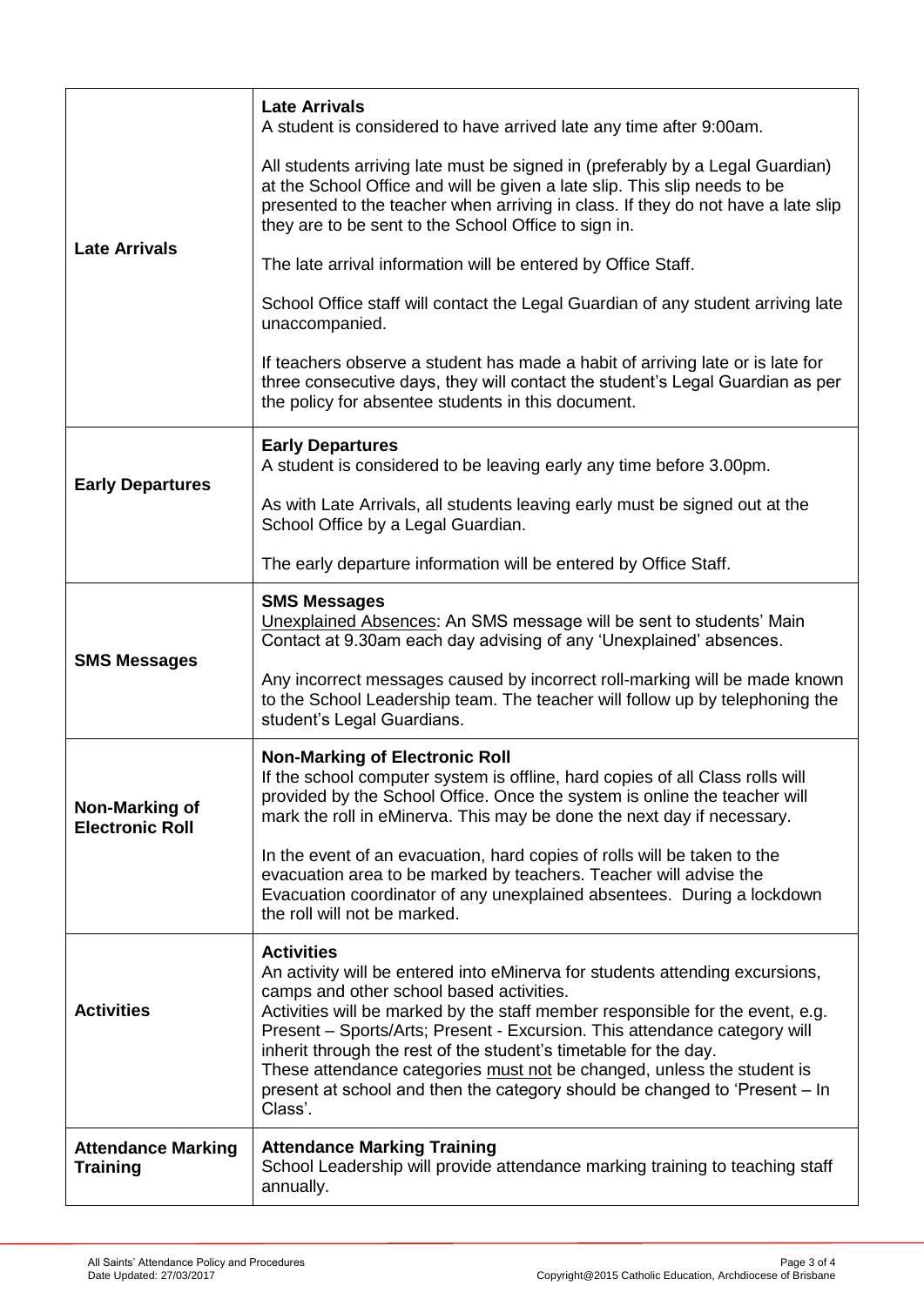| | |
|---|---|
| **Late Arrivals** | **Late Arrivals**<br>A student is considered to have arrived late any time after 9:00am.<br><br>All students arriving late must be signed in (preferably by a Legal Guardian) at the School Office and will be given a late slip. This slip needs to be presented to the teacher when arriving in class. If they do not have a late slip they are to be sent to the School Office to sign in.<br><br>The late arrival information will be entered by Office Staff.<br><br>School Office staff will contact the Legal Guardian of any student arriving late unaccompanied.<br><br>If teachers observe a student has made a habit of arriving late or is late for three consecutive days, they will contact the student's Legal Guardian as per the policy for absentee students in this document. |
| **Early Departures** | **Early Departures**<br>A student is considered to be leaving early any time before 3.00pm.<br><br>As with Late Arrivals, all students leaving early must be signed out at the School Office by a Legal Guardian.<br><br>The early departure information will be entered by Office Staff. |
| **SMS Messages** | **SMS Messages**<br><u>Unexplained Absences</u>: An SMS message will be sent to students' Main Contact at 9.30am each day advising of any 'Unexplained' absences.<br><br>Any incorrect messages caused by incorrect roll-marking will be made known to the School Leadership team. The teacher will follow up by telephoning the student's Legal Guardians. |
| **Non-Marking of Electronic Roll** | **Non-Marking of Electronic Roll**<br>If the school computer system is offline, hard copies of all Class rolls will provided by the School Office. Once the system is online the teacher will mark the roll in eMinerva. This may be done the next day if necessary.<br><br>In the event of an evacuation, hard copies of rolls will be taken to the evacuation area to be marked by teachers. Teacher will advise the Evacuation coordinator of any unexplained absentees. During a lockdown the roll will not be marked. |
| **Activities** | **Activities**<br>An activity will be entered into eMinerva for students attending excursions, camps and other school based activities.<br>Activities will be marked by the staff member responsible for the event, e.g. Present – Sports/Arts; Present - Excursion. This attendance category will inherit through the rest of the student's timetable for the day.<br>These attendance categories <u>must not</u> be changed, unless the student is present at school and then the category should be changed to 'Present – In Class'. |
| **Attendance Marking Training** | **Attendance Marking Training**<br>School Leadership will provide attendance marking training to teaching staff annually. |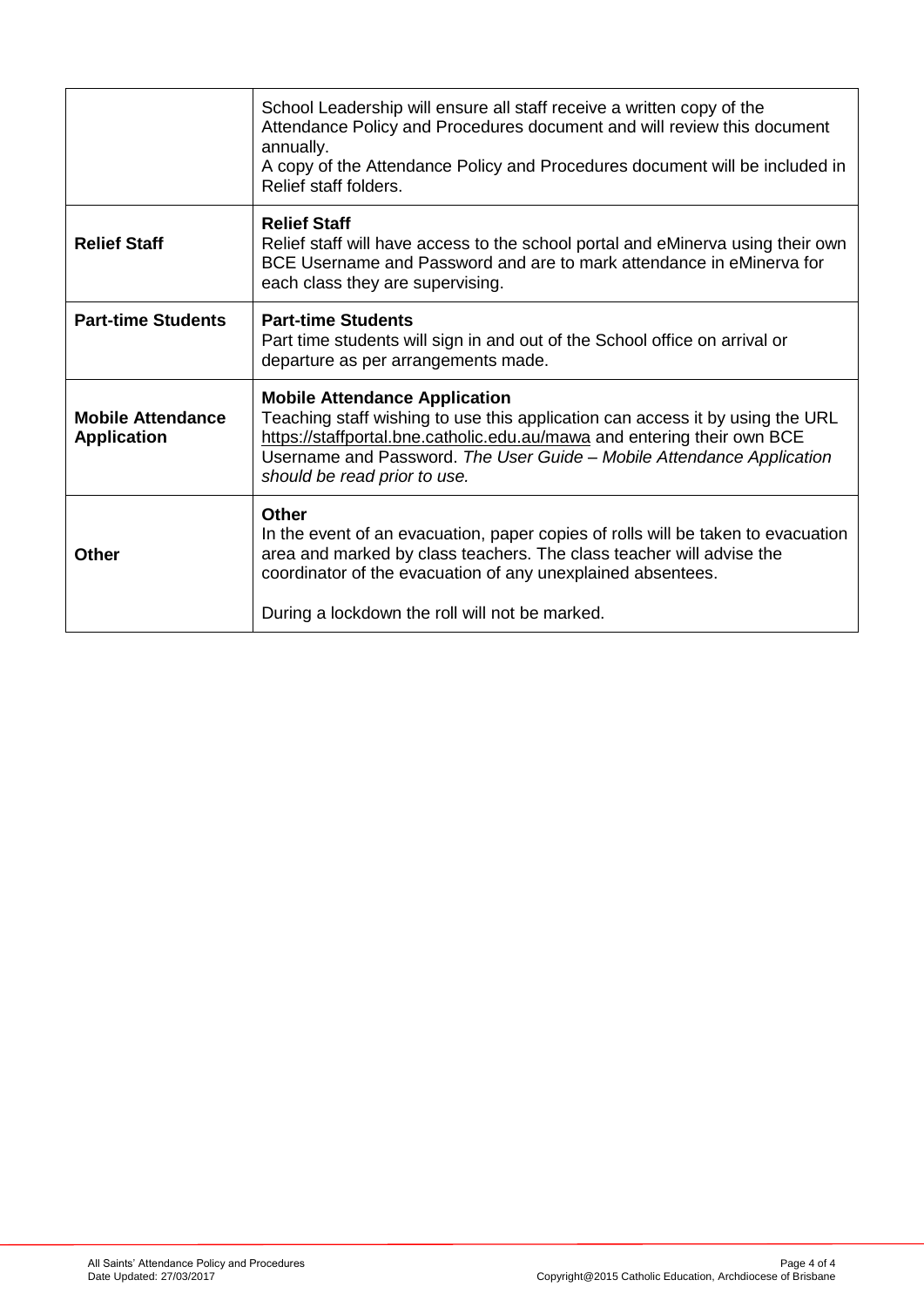| | |
|---|---|
| | School Leadership will ensure all staff receive a written copy of the Attendance Policy and Procedures document and will review this document annually.<br>A copy of the Attendance Policy and Procedures document will be included in Relief staff folders. |
| **Relief Staff** | **Relief Staff**<br>Relief staff will have access to the school portal and eMinerva using their own BCE Username and Password and are to mark attendance in eMinerva for each class they are supervising. |
| **Part-time Students** | **Part-time Students**<br>Part time students will sign in and out of the School office on arrival or departure as per arrangements made. |
| **Mobile Attendance Application** | **Mobile Attendance Application**<br>Teaching staff wishing to use this application can access it by using the URL https://staffportal.bne.catholic.edu.au/mawa and entering their own BCE Username and Password. *The User Guide – Mobile Attendance Application should be read prior to use.* |
| **Other** | **Other**<br>In the event of an evacuation, paper copies of rolls will be taken to evacuation area and marked by class teachers. The class teacher will advise the coordinator of the evacuation of any unexplained absentees.<br><br>During a lockdown the roll will not be marked. |